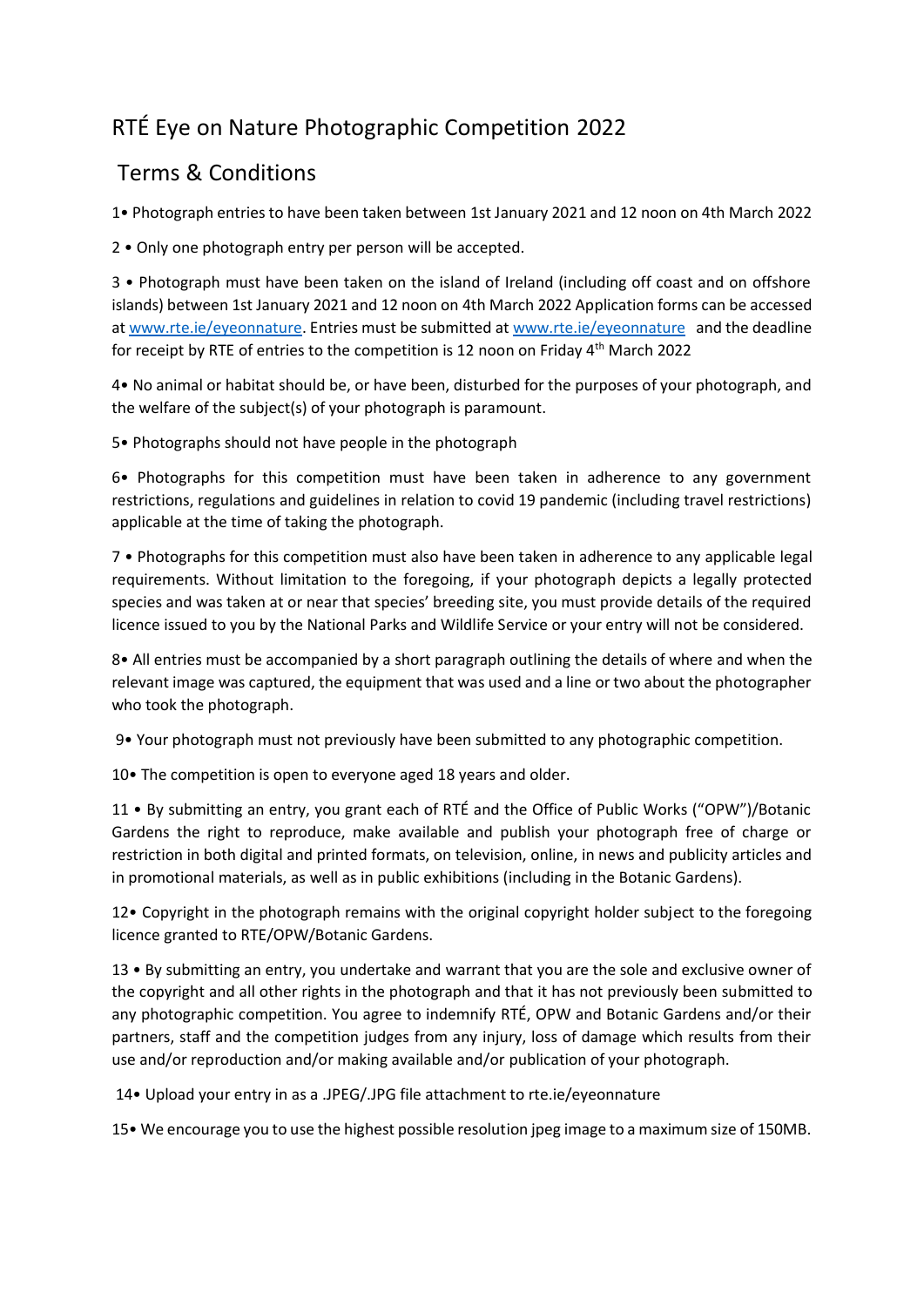# RTÉ Eye on Nature Photographic Competition 2022

## Terms & Conditions

1• Photograph entries to have been taken between 1st January 2021 and 12 noon on 4th March 2022

2 • Only one photograph entry per person will be accepted.

3 • Photograph must have been taken on the island of Ireland (including off coast and on offshore islands) between 1st January 2021 and 12 noon on 4th March 2022 Application forms can be accessed at [www.rte.ie/eyeonnature](www.rte.ie/eyeonnature). Entries must be submitted at [www.rte.ie/eyeonnature](www.rte.ie/eyeonnature) and the deadline for receipt by RTE of entries to the competition is 12 noon on Friday 4th March 2022

4• No animal or habitat should be, or have been, disturbed for the purposes of your photograph, and the welfare of the subject(s) of your photograph is paramount.

5• Photographs should not have people in the photograph

6• Photographs for this competition must have been taken in adherence to any government restrictions, regulations and guidelines in relation to covid 19 pandemic (including travel restrictions) applicable at the time of taking the photograph.

7 • Photographs for this competition must also have been taken in adherence to any applicable legal requirements. Without limitation to the foregoing, if your photograph depicts a legally protected species and was taken at or near that species' breeding site, you must provide details of the required licence issued to you by the National Parks and Wildlife Service or your entry will not be considered.

8• All entries must be accompanied by a short paragraph outlining the details of where and when the relevant image was captured, the equipment that was used and a line or two about the photographer who took the photograph.

9• Your photograph must not previously have been submitted to any photographic competition.

10• The competition is open to everyone aged 18 years and older.

11 • By submitting an entry, you grant each of RTÉ and the Office of Public Works ("OPW")/Botanic Gardens the right to reproduce, make available and publish your photograph free of charge or restriction in both digital and printed formats, on television, online, in news and publicity articles and in promotional materials, as well as in public exhibitions (including in the Botanic Gardens).

12• Copyright in the photograph remains with the original copyright holder subject to the foregoing licence granted to RTE/OPW/Botanic Gardens.

13 • By submitting an entry, you undertake and warrant that you are the sole and exclusive owner of the copyright and all other rights in the photograph and that it has not previously been submitted to any photographic competition. You agree to indemnify RTÉ, OPW and Botanic Gardens and/or their partners, staff and the competition judges from any injury, loss of damage which results from their use and/or reproduction and/or making available and/or publication of your photograph.

14• Upload your entry in as a .JPEG/.JPG file attachment to rte.ie/eyeonnature

15• We encourage you to use the highest possible resolution jpeg image to a maximum size of 150MB.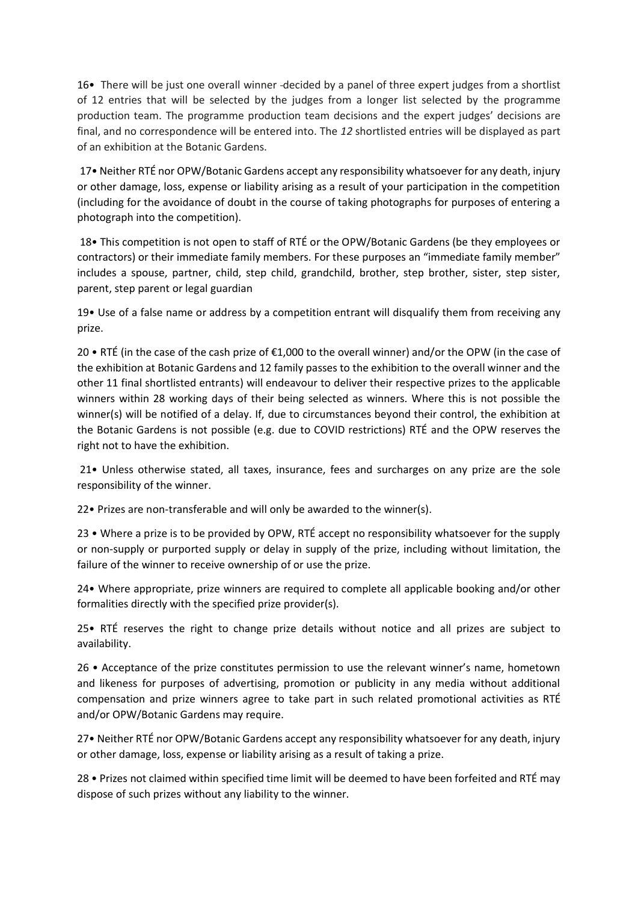16• There will be just one overall winner -decided by a panel of three expert judges from a shortlist of 12 entries that will be selected by the judges from a longer list selected by the programme production team. The programme production team decisions and the expert judges' decisions are final, and no correspondence will be entered into. The *12* shortlisted entries will be displayed as part of an exhibition at the Botanic Gardens.

17• Neither RTÉ nor OPW/Botanic Gardens accept any responsibility whatsoever for any death, injury or other damage, loss, expense or liability arising as a result of your participation in the competition (including for the avoidance of doubt in the course of taking photographs for purposes of entering a photograph into the competition).

18• This competition is not open to staff of RTÉ or the OPW/Botanic Gardens (be they employees or contractors) or their immediate family members. For these purposes an "immediate family member" includes a spouse, partner, child, step child, grandchild, brother, step brother, sister, step sister, parent, step parent or legal guardian

19• Use of a false name or address by a competition entrant will disqualify them from receiving any prize.

20 • RTÉ (in the case of the cash prize of €1,000 to the overall winner) and/or the OPW (in the case of the exhibition at Botanic Gardens and 12 family passes to the exhibition to the overall winner and the other 11 final shortlisted entrants) will endeavour to deliver their respective prizes to the applicable winners within 28 working days of their being selected as winners. Where this is not possible the winner(s) will be notified of a delay. If, due to circumstances beyond their control, the exhibition at the Botanic Gardens is not possible (e.g. due to COVID restrictions) RTÉ and the OPW reserves the right not to have the exhibition.

21• Unless otherwise stated, all taxes, insurance, fees and surcharges on any prize are the sole responsibility of the winner.

22• Prizes are non-transferable and will only be awarded to the winner(s).

23 • Where a prize is to be provided by OPW, RTÉ accept no responsibility whatsoever for the supply or non-supply or purported supply or delay in supply of the prize, including without limitation, the failure of the winner to receive ownership of or use the prize.

24• Where appropriate, prize winners are required to complete all applicable booking and/or other formalities directly with the specified prize provider(s).

25• RTÉ reserves the right to change prize details without notice and all prizes are subject to availability.

26 • Acceptance of the prize constitutes permission to use the relevant winner's name, hometown and likeness for purposes of advertising, promotion or publicity in any media without additional compensation and prize winners agree to take part in such related promotional activities as RTÉ and/or OPW/Botanic Gardens may require.

27• Neither RTÉ nor OPW/Botanic Gardens accept any responsibility whatsoever for any death, injury or other damage, loss, expense or liability arising as a result of taking a prize.

28 • Prizes not claimed within specified time limit will be deemed to have been forfeited and RTÉ may dispose of such prizes without any liability to the winner.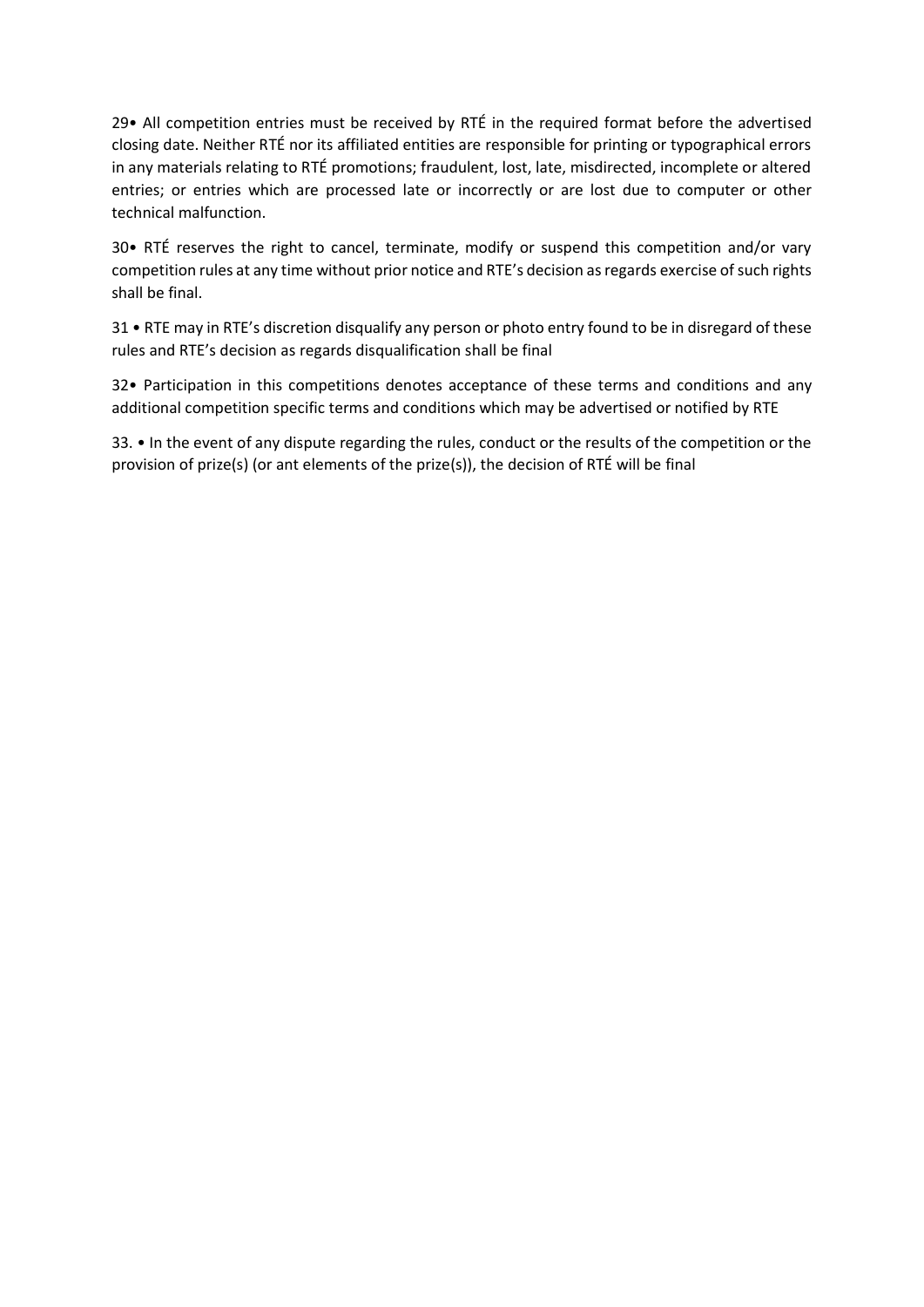29• All competition entries must be received by RTÉ in the required format before the advertised closing date. Neither RTÉ nor its affiliated entities are responsible for printing or typographical errors in any materials relating to RTÉ promotions; fraudulent, lost, late, misdirected, incomplete or altered entries; or entries which are processed late or incorrectly or are lost due to computer or other technical malfunction.

30• RTÉ reserves the right to cancel, terminate, modify or suspend this competition and/or vary competition rules at any time without prior notice and RTE's decision as regards exercise of such rights shall be final.

31 • RTE may in RTE's discretion disqualify any person or photo entry found to be in disregard of these rules and RTE's decision as regards disqualification shall be final

32• Participation in this competitions denotes acceptance of these terms and conditions and any additional competition specific terms and conditions which may be advertised or notified by RTE

33. • In the event of any dispute regarding the rules, conduct or the results of the competition or the provision of prize(s) (or ant elements of the prize(s)), the decision of RTÉ will be final